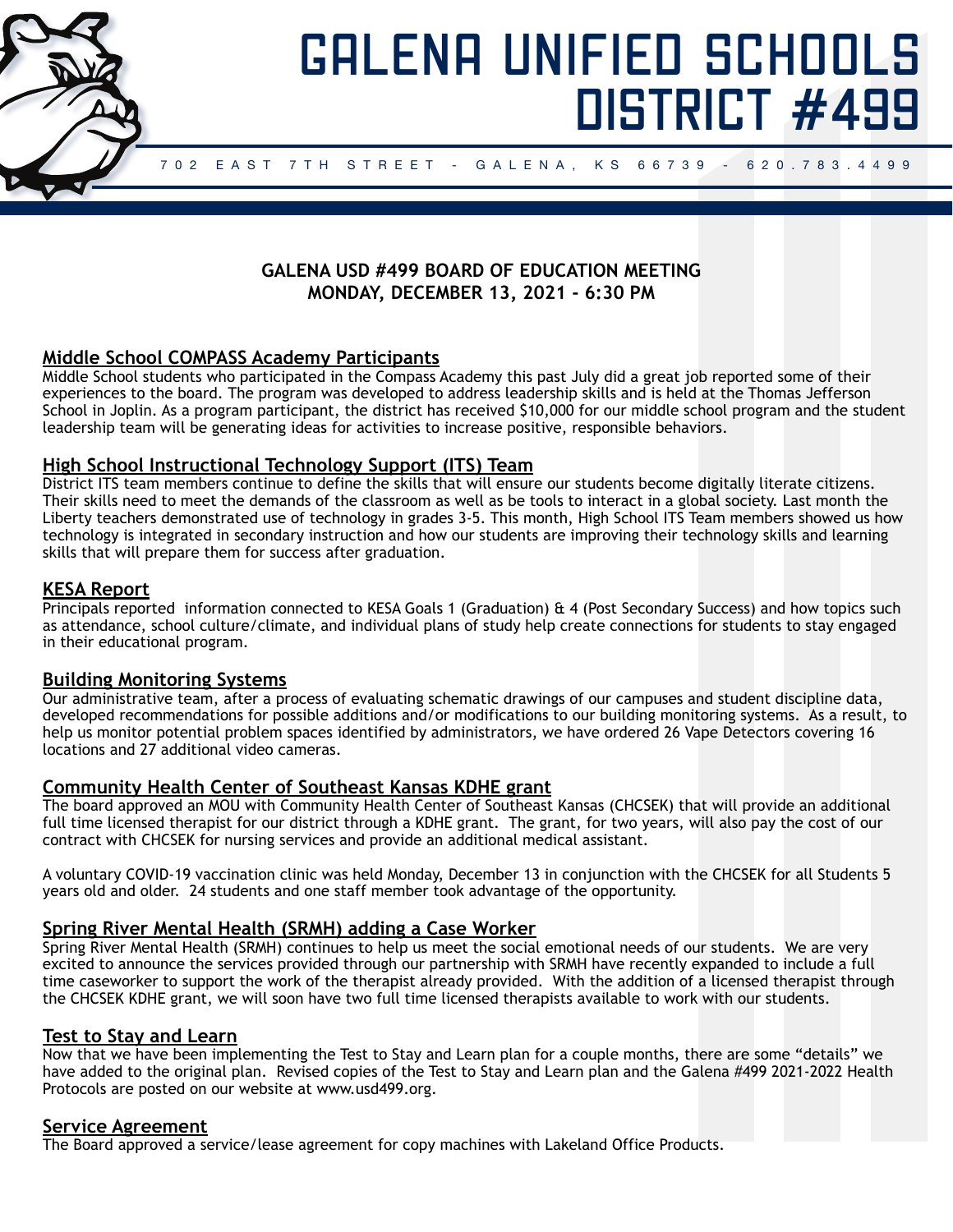# GALENA UNIFIED SCHOOLS DISTRICT #499

702 EAST 7TH STREET - GALENA, KS 66739 - 620.783.4499

**GALENA USD #499 BOARD OF EDUCATION MEETING**
**MONDAY, DECEMBER 13, 2021 - 6:30 PM**

## Middle School COMPASS Academy Participants

Middle School students who participated in the Compass Academy this past July did a great job reported some of their experiences to the board. The program was developed to address leadership skills and is held at the Thomas Jefferson School in Joplin. As a program participant, the district has received $10,000 for our middle school program and the student leadership team will be generating ideas for activities to increase positive, responsible behaviors.

## High School Instructional Technology Support (ITS) Team

District ITS team members continue to define the skills that will ensure our students become digitally literate citizens. Their skills need to meet the demands of the classroom as well as be tools to interact in a global society. Last month the Liberty teachers demonstrated use of technology in grades 3-5. This month, High School ITS Team members showed us how technology is integrated in secondary instruction and how our students are improving their technology skills and learning skills that will prepare them for success after graduation.

## KESA Report

Principals reported information connected to KESA Goals 1 (Graduation) & 4 (Post Secondary Success) and how topics such as attendance, school culture/climate, and individual plans of study help create connections for students to stay engaged in their educational program.

## Building Monitoring Systems

Our administrative team, after a process of evaluating schematic drawings of our campuses and student discipline data, developed recommendations for possible additions and/or modifications to our building monitoring systems. As a result, to help us monitor potential problem spaces identified by administrators, we have ordered 26 Vape Detectors covering 16 locations and 27 additional video cameras.

## Community Health Center of Southeast Kansas KDHE grant

The board approved an MOU with Community Health Center of Southeast Kansas (CHCSEK) that will provide an additional full time licensed therapist for our district through a KDHE grant. The grant, for two years, will also pay the cost of our contract with CHCSEK for nursing services and provide an additional medical assistant.

A voluntary COVID-19 vaccination clinic was held Monday, December 13 in conjunction with the CHCSEK for all Students 5 years old and older. 24 students and one staff member took advantage of the opportunity.

## Spring River Mental Health (SRMH) adding a Case Worker

Spring River Mental Health (SRMH) continues to help us meet the social emotional needs of our students. We are very excited to announce the services provided through our partnership with SRMH have recently expanded to include a full time caseworker to support the work of the therapist already provided. With the addition of a licensed therapist through the CHCSEK KDHE grant, we will soon have two full time licensed therapists available to work with our students.

## Test to Stay and Learn

Now that we have been implementing the Test to Stay and Learn plan for a couple months, there are some "details" we have added to the original plan. Revised copies of the Test to Stay and Learn plan and the Galena #499 2021-2022 Health Protocols are posted on our website at www.usd499.org.

## Service Agreement

The Board approved a service/lease agreement for copy machines with Lakeland Office Products.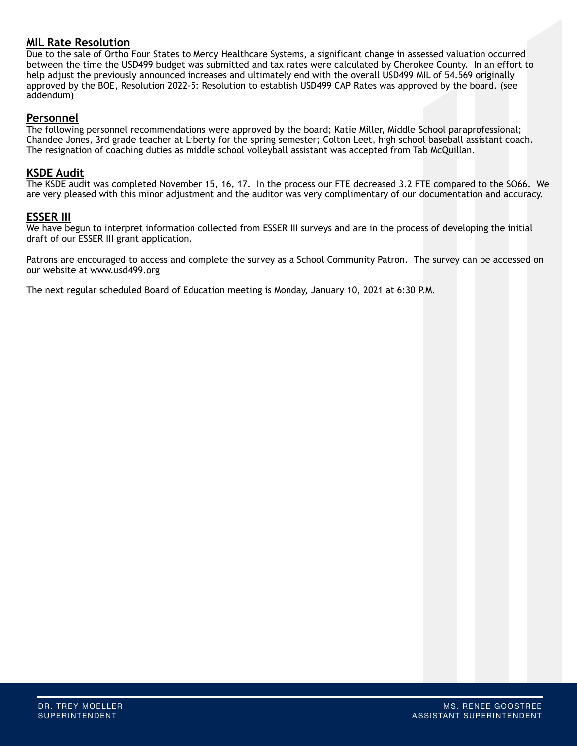## MIL Rate Resolution

Due to the sale of Ortho Four States to Mercy Healthcare Systems, a significant change in assessed valuation occurred between the time the USD499 budget was submitted and tax rates were calculated by Cherokee County. In an effort to help adjust the previously announced increases and ultimately end with the overall USD499 MIL of 54.569 originally approved by the BOE, Resolution 2022-5: Resolution to establish USD499 CAP Rates was approved by the board. (see addendum)

## Personnel

The following personnel recommendations were approved by the board; Katie Miller, Middle School paraprofessional; Chandee Jones, 3rd grade teacher at Liberty for the spring semester; Colton Leet, high school baseball assistant coach. The resignation of coaching duties as middle school volleyball assistant was accepted from Tab McQuillan.

## KSDE Audit

The KSDE audit was completed November 15, 16, 17. In the process our FTE decreased 3.2 FTE compared to the SO66. We are very pleased with this minor adjustment and the auditor was very complimentary of our documentation and accuracy.

## ESSER III

We have begun to interpret information collected from ESSER III surveys and are in the process of developing the initial draft of our ESSER III grant application.

Patrons are encouraged to access and complete the survey as a School Community Patron. The survey can be accessed on our website at www.usd499.org

The next regular scheduled Board of Education meeting is Monday, January 10, 2021 at 6:30 P.M.

DR. TREY MOELLER
SUPERINTENDENT

MS. RENEE GOOSTREE
ASSISTANT SUPERINTENDENT